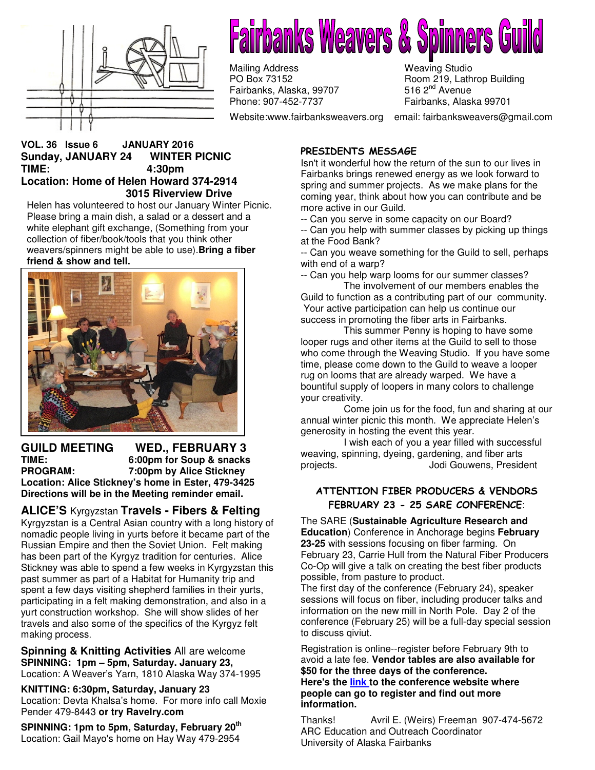# Fairbanks Weavers & Spinners Guild

Mailing Address
PO Box 73152
Fairbanks, Alaska, 99707
Phone: 907-452-7737

Weaving Studio
Room 219, Lathrop Building
516 2nd Avenue
Fairbanks, Alaska 99701

Website:www.fairbanksweavers.org email: fairbanksweavers@gmail.com

**VOL. 36 Issue 6 JANUARY 2016**

**Sunday, JANUARY 24 WINTER PICNIC**
**TIME: 4:30pm**
**Location: Home of Helen Howard 374-2914**
**3015 Riverview Drive**

Helen has volunteered to host our January Winter Picnic. Please bring a main dish, a salad or a dessert and a white elephant gift exchange, (Something from your collection of fiber/book/tools that you think other weavers/spinners might be able to use). **Bring a fiber friend & show and tell.**

## GUILD MEETING WED., FEBRUARY 3

**TIME:** 6:00pm for Soup & snacks
**PROGRAM:** 7:00pm by Alice Stickney
**Location: Alice Stickney's home in Ester, 479-3425**
**Directions will be in the Meeting reminder email.**

## ALICE'S Kyrgyzstan Travels - Fibers & Felting

Kyrgyzstan is a Central Asian country with a long history of nomadic people living in yurts before it became part of the Russian Empire and then the Soviet Union. Felt making has been part of the Kyrgyz tradition for centuries. Alice Stickney was able to spend a few weeks in Kyrgyzstan this past summer as part of a Habitat for Humanity trip and spent a few days visiting shepherd families in their yurts, participating in a felt making demonstration, and also in a yurt construction workshop. She will show slides of her travels and also some of the specifics of the Kyrgyz felt making process.

### Spinning & Knitting Activities All are welcome

**SPINNING: 1pm – 5pm, Saturday. January 23,**
Location: A Weaver's Yarn, 1810 Alaska Way 374-1995

**KNITTING: 6:30pm, Saturday, January 23**
Location: Devta Khalsa's home. For more info call Moxie Pender 479-8443 **or try Ravelry.com**

**SPINNING: 1pm to 5pm, Saturday, February 20th**
Location: Gail Mayo's home on Hay Way 479-2954

## PRESIDENTS MESSAGE

Isn't it wonderful how the return of the sun to our lives in Fairbanks brings renewed energy as we look forward to spring and summer projects. As we make plans for the coming year, think about how you can contribute and be more active in our Guild.

-- Can you serve in some capacity on our Board?
-- Can you help with summer classes by picking up things at the Food Bank?
-- Can you weave something for the Guild to sell, perhaps with end of a warp?
-- Can you help warp looms for our summer classes?

The involvement of our members enables the Guild to function as a contributing part of our community. Your active participation can help us continue our success in promoting the fiber arts in Fairbanks.

This summer Penny is hoping to have some looper rugs and other items at the Guild to sell to those who come through the Weaving Studio. If you have some time, please come down to the Guild to weave a looper rug on looms that are already warped. We have a bountiful supply of loopers in many colors to challenge your creativity.

Come join us for the food, fun and sharing at our annual winter picnic this month. We appreciate Helen's generosity in hosting the event this year.

I wish each of you a year filled with successful weaving, spinning, dyeing, gardening, and fiber arts projects.

Jodi Gouwens, President

## ATTENTION FIBER PRODUCERS & VENDORS FEBRUARY 23 - 25 SARE CONFERENCE:

The SARE (**Sustainable Agriculture Research and Education**) Conference in Anchorage begins **February 23-25** with sessions focusing on fiber farming. On February 23, Carrie Hull from the Natural Fiber Producers Co-Op will give a talk on creating the best fiber products possible, from pasture to product.

The first day of the conference (February 24), speaker sessions will focus on fiber, including producer talks and information on the new mill in North Pole. Day 2 of the conference (February 25) will be a full-day special session to discuss qiviut.

Registration is online--register before February 9th to avoid a late fee. **Vendor tables are also available for $50 for the three days of the conference.**
**Here's the link to the conference website where people can go to register and find out more information.**

Thanks! Avril E. (Weirs) Freeman 907-474-5672
ARC Education and Outreach Coordinator
University of Alaska Fairbanks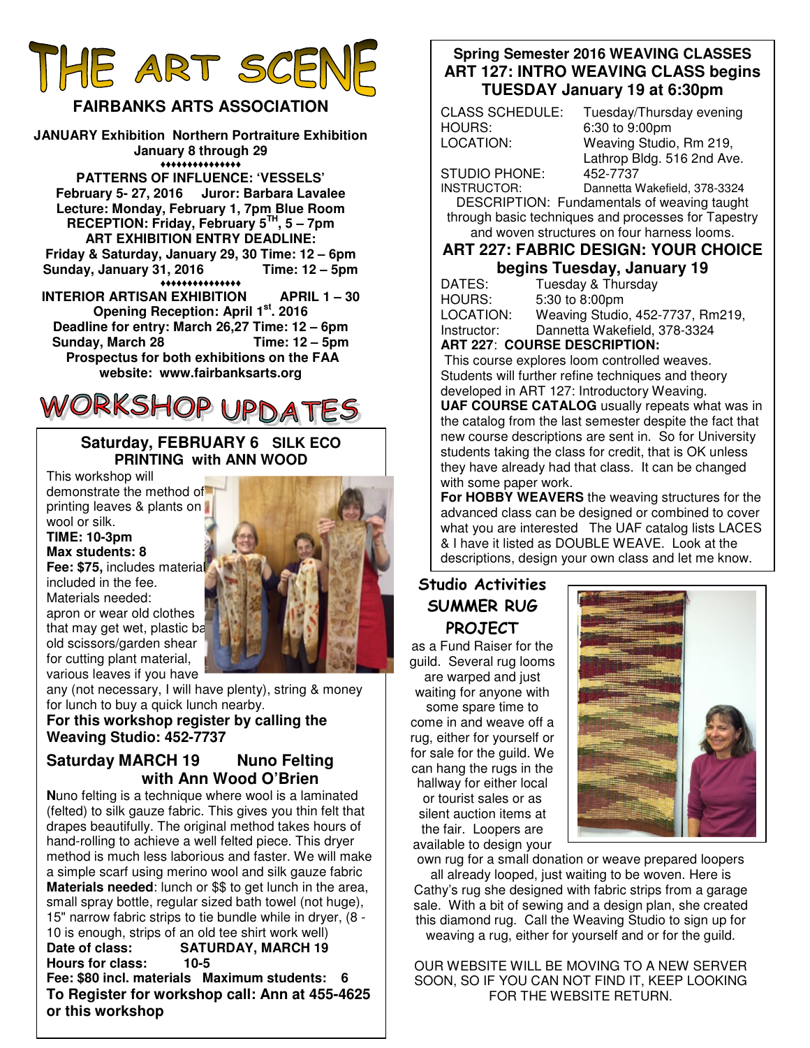# THE ART SCENE

## FAIRBANKS ARTS ASSOCIATION

**JANUARY Exhibition Northern Portraiture Exhibition**
**January 8 through 29**

♦♦♦♦♦♦♦♦♦♦♦♦♦♦♦

**PATTERNS OF INFLUENCE: 'VESSELS'**
**February 5- 27, 2016 Juror: Barbara Lavalee**
**Lecture: Monday, February 1, 7pm Blue Room**
**RECEPTION: Friday, February 5TH, 5 – 7pm**
**ART EXHIBITION ENTRY DEADLINE:**
**Friday & Saturday, January 29, 30 Time: 12 – 6pm**
**Sunday, January 31, 2016 Time: 12 – 5pm**

♦♦♦♦♦♦♦♦♦♦♦♦♦♦♦

**INTERIOR ARTISAN EXHIBITION APRIL 1 – 30**
**Opening Reception: April 1st. 2016**
**Deadline for entry: March 26,27 Time: 12 – 6pm**
**Sunday, March 28 Time: 12 – 5pm**
**Prospectus for both exhibitions on the FAA website: www.fairbanksarts.org**

# WORKSHOP UPDATES

### Saturday, FEBRUARY 6 SILK ECO PRINTING with ANN WOOD

This workshop will demonstrate the method of printing leaves & plants on wool or silk.
**TIME: 10-3pm**
**Max students: 8**
**Fee: $75,** includes material included in the fee.
Materials needed:
apron or wear old clothes that may get wet, plastic ba old scissors/garden shear for cutting plant material, various leaves if you have any (not necessary, I will have plenty), string & money for lunch to buy a quick lunch nearby.

**For this workshop register by calling the Weaving Studio: 452-7737**

### Saturday MARCH 19 Nuno Felting with Ann Wood O'Brien

**N**uno felting is a technique where wool is a laminated (felted) to silk gauze fabric. This gives you thin felt that drapes beautifully. The original method takes hours of hand-rolling to achieve a well felted piece. This dryer method is much less laborious and faster. We will make a simple scarf using merino wool and silk gauze fabric
**Materials needed**: lunch or $$ to get lunch in the area, small spray bottle, regular sized bath towel (not huge), 15" narrow fabric strips to tie bundle while in dryer, (8 - 10 is enough, strips of an old tee shirt work well)
**Date of class: SATURDAY, MARCH 19**
**Hours for class: 10-5**
**Fee: $80 incl. materials Maximum students: 6**
**To Register for workshop call: Ann at 455-4625 or this workshop**

### Spring Semester 2016 WEAVING CLASSES
### ART 127: INTRO WEAVING CLASS begins TUESDAY January 19 at 6:30pm

CLASS SCHEDULE: Tuesday/Thursday evening
HOURS: 6:30 to 9:00pm
LOCATION: Weaving Studio, Rm 219, Lathrop Bldg. 516 2nd Ave.
STUDIO PHONE: 452-7737
INSTRUCTOR: Dannetta Wakefield, 378-3324

DESCRIPTION: Fundamentals of weaving taught through basic techniques and processes for Tapestry and woven structures on four harness looms.

### ART 227: FABRIC DESIGN: YOUR CHOICE begins Tuesday, January 19

DATES: Tuesday & Thursday
HOURS: 5:30 to 8:00pm
LOCATION: Weaving Studio, 452-7737, Rm219,
Instructor: Dannetta Wakefield, 378-3324

**ART 227**: **COURSE DESCRIPTION:**
This course explores loom controlled weaves. Students will further refine techniques and theory developed in ART 127: Introductory Weaving.
**UAF COURSE CATALOG** usually repeats what was in the catalog from the last semester despite the fact that new course descriptions are sent in. So for University students taking the class for credit, that is OK unless they have already had that class. It can be changed with some paper work.
**For HOBBY WEAVERS** the weaving structures for the advanced class can be designed or combined to cover what you are interested The UAF catalog lists LACES & I have it listed as DOUBLE WEAVE. Look at the descriptions, design your own class and let me know.

### Studio Activities SUMMER RUG PROJECT

as a Fund Raiser for the guild. Several rug looms are warped and just waiting for anyone with some spare time to come in and weave off a rug, either for yourself or for sale for the guild. We can hang the rugs in the hallway for either local or tourist sales or as silent auction items at the fair. Loopers are available to design your own rug for a small donation or weave prepared loopers all already looped, just waiting to be woven. Here is Cathy's rug she designed with fabric strips from a garage sale. With a bit of sewing and a design plan, she created this diamond rug. Call the Weaving Studio to sign up for weaving a rug, either for yourself and or for the guild.

OUR WEBSITE WILL BE MOVING TO A NEW SERVER SOON, SO IF YOU CAN NOT FIND IT, KEEP LOOKING FOR THE WEBSITE RETURN.